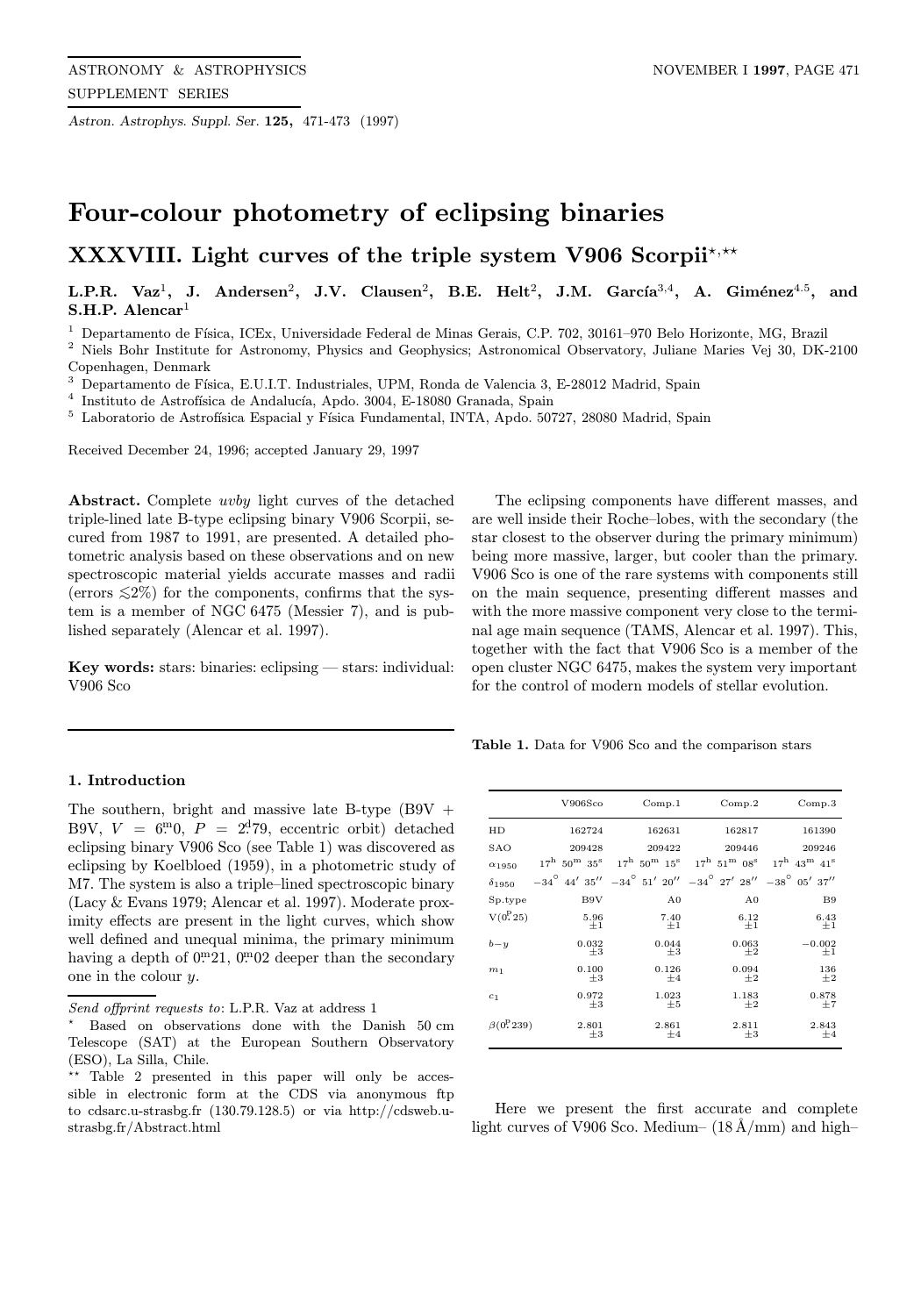*Astron. Astrophys. Suppl. Ser.* **125,** 471-473 (1997)

# Four-colour photometry of eclipsing binaries

## XXXVIII. Light curves of the triple system V906 Scorpii[⋆,⋆⋆]

**L.P.R. Vaz[1], J. Andersen[2], J.V. Clausen[2], B.E. Helt[2], J.M. García[3,4], A. Giménez[4.5], and S.H.P. Alencar[1]**

[1] Departamento de Física, ICEx, Universidade Federal de Minas Gerais, C.P. 702, 30161–970 Belo Horizonte, MG, Brazil
[2] Niels Bohr Institute for Astronomy, Physics and Geophysics; Astronomical Observatory, Juliane Maries Vej 30, DK-2100 Copenhagen, Denmark
[3] Departamento de Física, E.U.I.T. Industriales, UPM, Ronda de Valencia 3, E-28012 Madrid, Spain
[4] Instituto de Astrofísica de Andalucía, Apdo. 3004, E-18080 Granada, Spain
[5] Laboratorio de Astrofísica Espacial y Física Fundamental, INTA, Apdo. 50727, 28080 Madrid, Spain

Received December 24, 1996; accepted January 29, 1997

**Abstract.** Complete *uvby* light curves of the detached triple-lined late B-type eclipsing binary V906 Scorpii, secured from 1987 to 1991, are presented. A detailed photometric analysis based on these observations and on new spectroscopic material yields accurate masses and radii (errors $\lesssim 2\%$) for the components, confirms that the system is a member of NGC 6475 (Messier 7), and is published separately (Alencar et al. 1997).

**Key words:** stars: binaries: eclipsing — stars: individual: V906 Sco

### 1. Introduction

The southern, bright and massive late B-type (B9V + B9V, $V = 6\overset{\rm m}{.}0$, $P = 2\overset{\rm d}{.}79$, eccentric orbit) detached eclipsing binary V906 Sco (see Table 1) was discovered as eclipsing by Koelbloed (1959), in a photometric study of M7. The system is also a triple–lined spectroscopic binary (Lacy & Evans 1979; Alencar et al. 1997). Moderate proximity effects are present in the light curves, which show well defined and unequal minima, the primary minimum having a depth of $0\overset{\rm m}{.}21$, $0\overset{\rm m}{.}02$ deeper than the secondary one in the colour $y$.

The eclipsing components have different masses, and are well inside their Roche–lobes, with the secondary (the star closest to the observer during the primary minimum) being more massive, larger, but cooler than the primary. V906 Sco is one of the rare systems with components still on the main sequence, presenting different masses and with the more massive component very close to the terminal age main sequence (TAMS, Alencar et al. 1997). This, together with the fact that V906 Sco is a member of the open cluster NGC 6475, makes the system very important for the control of modern models of stellar evolution.

**Table 1.** Data for V906 Sco and the comparison stars

| | V906Sco | Comp.1 | Comp.2 | Comp.3 |
|---|---|---|---|---|
| HD | 162724 | 162631 | 162817 | 161390 |
| SAO | 209428 | 209422 | 209446 | 209246 |
| $\alpha_{1950}$ | $17^{\rm h}\ 50^{\rm m}\ 35^{\rm s}$ | $17^{\rm h}\ 50^{\rm m}\ 15^{\rm s}$ | $17^{\rm h}\ 51^{\rm m}\ 08^{\rm s}$ | $17^{\rm h}\ 43^{\rm m}\ 41^{\rm s}$ |
| $\delta_{1950}$ | $-34^\circ\ 44'\ 35''$ | $-34^\circ\ 51'\ 20''$ | $-34^\circ\ 27'\ 28''$ | $-38^\circ\ 05'\ 37''$ |
| Sp.type | B9V | A0 | A0 | B9 |
| V($0\overset{\rm p}{.}25$) | 5.96 ±1 | 7.40 ±1 | 6.12 ±1 | 6.43 ±1 |
| $b-y$ | 0.032 ±3 | 0.044 ±3 | 0.063 ±2 | −0.002 ±1 |
| $m_1$ | 0.100 ±3 | 0.126 ±4 | 0.094 ±2 | 136 ±2 |
| $c_1$ | 0.972 ±3 | 1.023 ±5 | 1.183 ±2 | 0.878 ±7 |
| $\beta$($0\overset{\rm p}{.}239$) | 2.801 ±3 | 2.861 ±4 | 2.811 ±3 | 2.843 ±4 |

Here we present the first accurate and complete light curves of V906 Sco. Medium– (18 Å/mm) and high–

---

*Send offprint requests to*: L.P.R. Vaz at address 1

⋆ Based on observations done with the Danish 50 cm Telescope (SAT) at the European Southern Observatory (ESO), La Silla, Chile.

⋆⋆ Table 2 presented in this paper will only be accessible in electronic form at the CDS via anonymous ftp to cdsarc.u-strasbg.fr (130.79.128.5) or via http://cdsweb.u-strasbg.fr/Abstract.html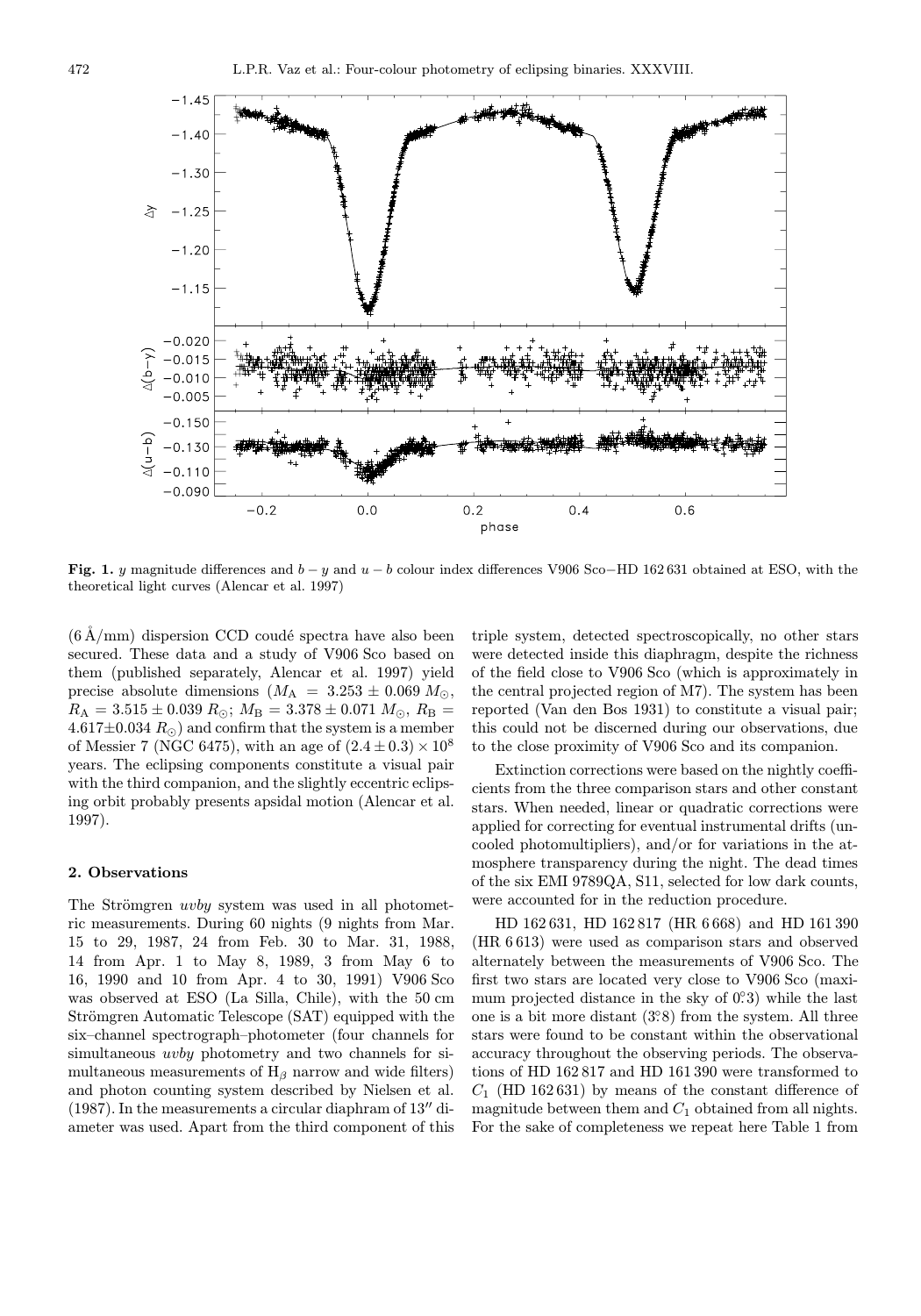**Fig. 1.** $y$ magnitude differences and $b-y$ and $u-b$ colour index differences V906 Sco−HD 162 631 obtained at ESO, with the theoretical light curves (Alencar et al. 1997)

(6 Å/mm) dispersion CCD coudé spectra have also been secured. These data and a study of V906 Sco based on them (published separately, Alencar et al. 1997) yield precise absolute dimensions ($M_{\rm A} = 3.253 \pm 0.069\ M_\odot$, $R_{\rm A} = 3.515 \pm 0.039\ R_\odot$; $M_{\rm B} = 3.378 \pm 0.071\ M_\odot$, $R_{\rm B} = 4.617 \pm 0.034\ R_\odot$) and confirm that the system is a member of Messier 7 (NGC 6475), with an age of $(2.4 \pm 0.3) \times 10^8$ years. The eclipsing components constitute a visual pair with the third companion, and the slightly eccentric eclipsing orbit probably presents apsidal motion (Alencar et al. 1997).

## 2. Observations

The Strömgren *uvby* system was used in all photometric measurements. During 60 nights (9 nights from Mar. 15 to 29, 1987, 24 from Feb. 30 to Mar. 31, 1988, 14 from Apr. 1 to May 8, 1989, 3 from May 6 to 16, 1990 and 10 from Apr. 4 to 30, 1991) V906 Sco was observed at ESO (La Silla, Chile), with the 50 cm Strömgren Automatic Telescope (SAT) equipped with the six–channel spectrograph–photometer (four channels for simultaneous *uvby* photometry and two channels for simultaneous measurements of $\rm H_\beta$ narrow and wide filters) and photon counting system described by Nielsen et al. (1987). In the measurements a circular diaphram of 13″ diameter was used. Apart from the third component of this triple system, detected spectroscopically, no other stars were detected inside this diaphragm, despite the richness of the field close to V906 Sco (which is approximately in the central projected region of M7). The system has been reported (Van den Bos 1931) to constitute a visual pair; this could not be discerned during our observations, due to the close proximity of V906 Sco and its companion.

Extinction corrections were based on the nightly coefficients from the three comparison stars and other constant stars. When needed, linear or quadratic corrections were applied for correcting for eventual instrumental drifts (uncooled photomultipliers), and/or for variations in the atmosphere transparency during the night. The dead times of the six EMI 9789QA, S11, selected for low dark counts, were accounted for in the reduction procedure.

HD 162 631, HD 162 817 (HR 6 668) and HD 161 390 (HR 6 613) were used as comparison stars and observed alternately between the measurements of V906 Sco. The first two stars are located very close to V906 Sco (maximum projected distance in the sky of 0.°3) while the last one is a bit more distant (3.°8) from the system. All three stars were found to be constant within the observational accuracy throughout the observing periods. The observations of HD 162 817 and HD 161 390 were transformed to $C_1$ (HD 162 631) by means of the constant difference of magnitude between them and $C_1$ obtained from all nights. For the sake of completeness we repeat here Table 1 from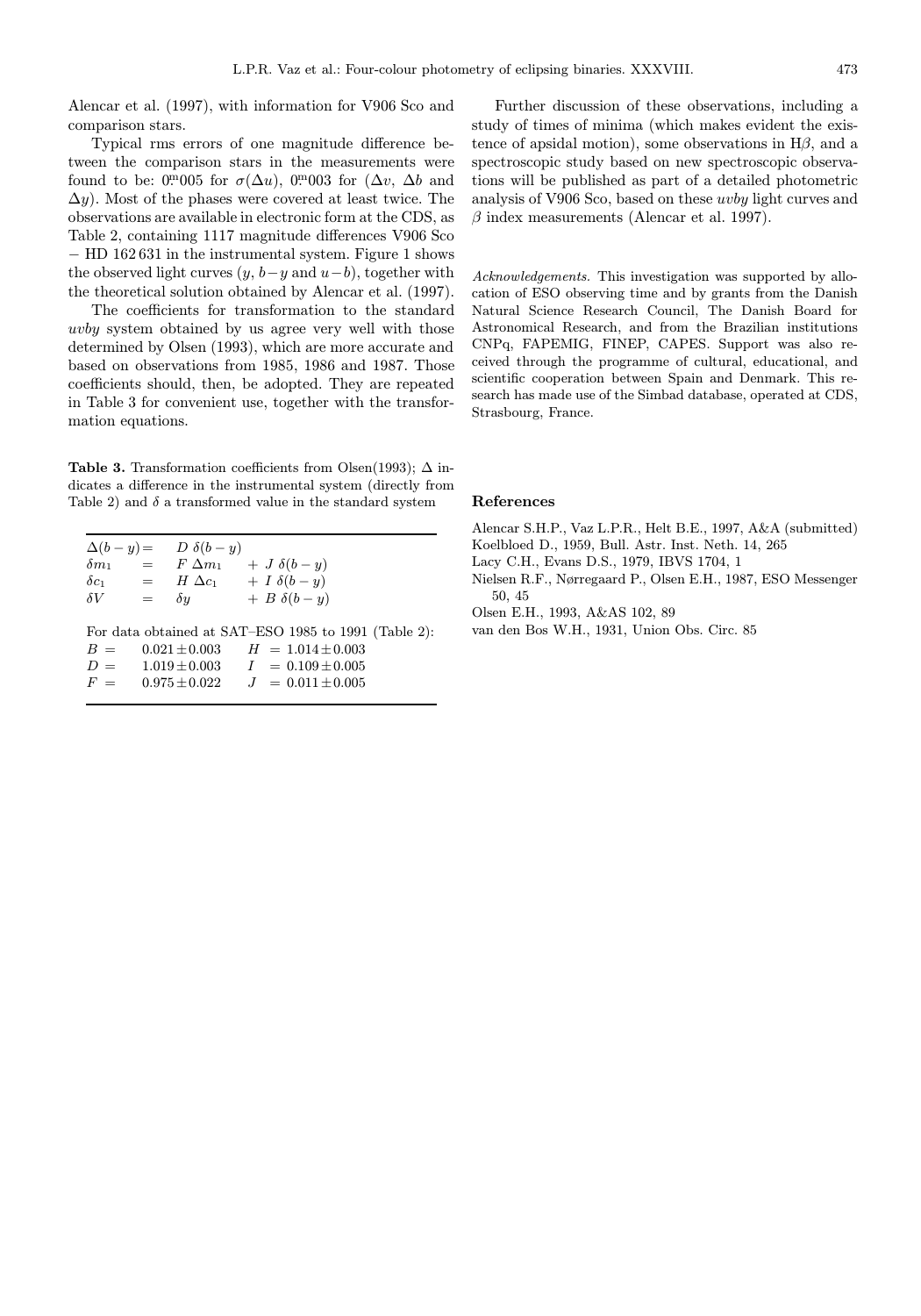Alencar et al. (1997), with information for V906 Sco and comparison stars.

Typical rms errors of one magnitude difference between the comparison stars in the measurements were found to be: $0\overset{\text{m}}{.}005$ for $\sigma(\Delta u)$, $0\overset{\text{m}}{.}003$ for ($\Delta v$, $\Delta b$ and $\Delta y$). Most of the phases were covered at least twice. The observations are available in electronic form at the CDS, as Table 2, containing 1117 magnitude differences V906 Sco − HD 162 631 in the instrumental system. Figure 1 shows the observed light curves ($y$, $b-y$ and $u-b$), together with the theoretical solution obtained by Alencar et al. (1997).

The coefficients for transformation to the standard *uvby* system obtained by us agree very well with those determined by Olsen (1993), which are more accurate and based on observations from 1985, 1986 and 1987. Those coefficients should, then, be adopted. They are repeated in Table 3 for convenient use, together with the transformation equations.

**Table 3.** Transformation coefficients from Olsen(1993); $\Delta$ indicates a difference in the instrumental system (directly from Table 2) and $\delta$ a transformed value in the standard system

$$\Delta(b-y) = D\,\delta(b-y)$$
$$\delta m_1 = F\,\Delta m_1 + J\,\delta(b-y)$$
$$\delta c_1 = H\,\Delta c_1 + I\,\delta(b-y)$$
$$\delta V = \delta y + B\,\delta(b-y)$$

For data obtained at SAT–ESO 1985 to 1991 (Table 2):

| | |
|---|---|
| $B = 0.021 \pm 0.003$ | $H = 1.014 \pm 0.003$ |
| $D = 1.019 \pm 0.003$ | $I = 0.109 \pm 0.005$ |
| $F = 0.975 \pm 0.022$ | $J = 0.011 \pm 0.005$ |

Further discussion of these observations, including a study of times of minima (which makes evident the existence of apsidal motion), some observations in H$\beta$, and a spectroscopic study based on new spectroscopic observations will be published as part of a detailed photometric analysis of V906 Sco, based on these *uvby* light curves and $\beta$ index measurements (Alencar et al. 1997).

*Acknowledgements.* This investigation was supported by allocation of ESO observing time and by grants from the Danish Natural Science Research Council, The Danish Board for Astronomical Research, and from the Brazilian institutions CNPq, FAPEMIG, FINEP, CAPES. Support was also received through the programme of cultural, educational, and scientific cooperation between Spain and Denmark. This research has made use of the Simbad database, operated at CDS, Strasbourg, France.

## References

Alencar S.H.P., Vaz L.P.R., Helt B.E., 1997, A&A (submitted)
Koelbloed D., 1959, Bull. Astr. Inst. Neth. 14, 265
Lacy C.H., Evans D.S., 1979, IBVS 1704, 1
Nielsen R.F., Nørregaard P., Olsen E.H., 1987, ESO Messenger 50, 45
Olsen E.H., 1993, A&AS 102, 89
van den Bos W.H., 1931, Union Obs. Circ. 85